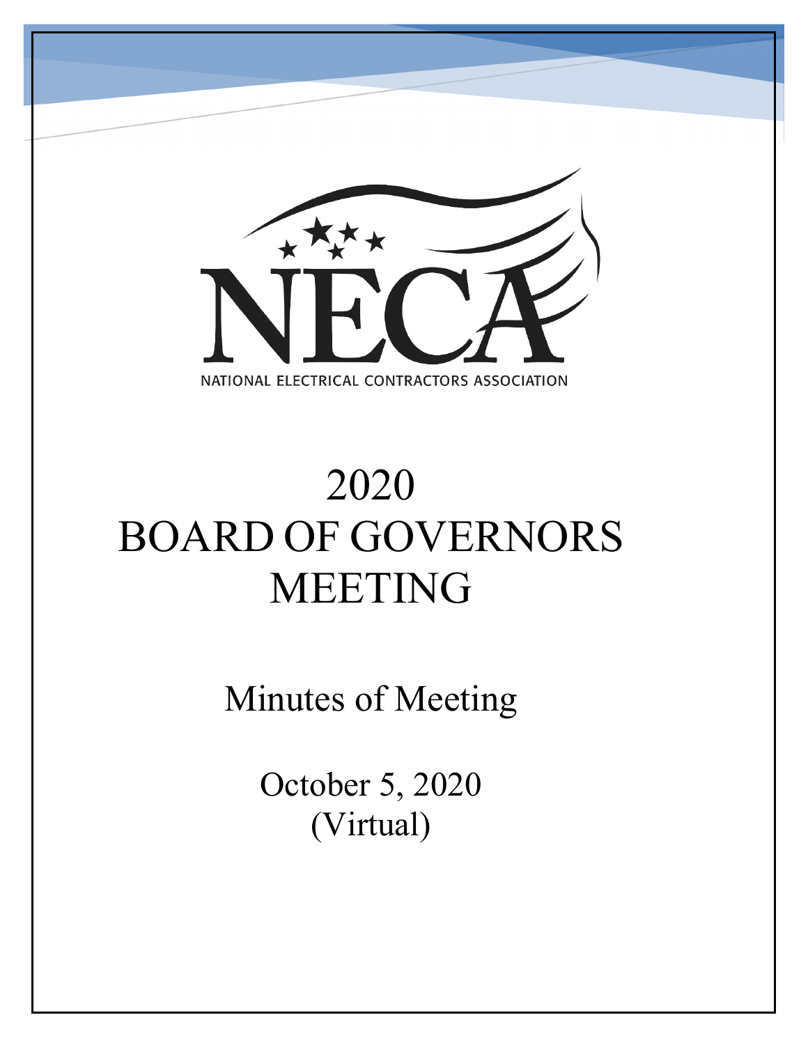NECA

NATIONAL ELECTRICAL CONTRACTORS ASSOCIATION

# 2020 BOARD OF GOVERNORS MEETING

## Minutes of Meeting

October 5, 2020
(Virtual)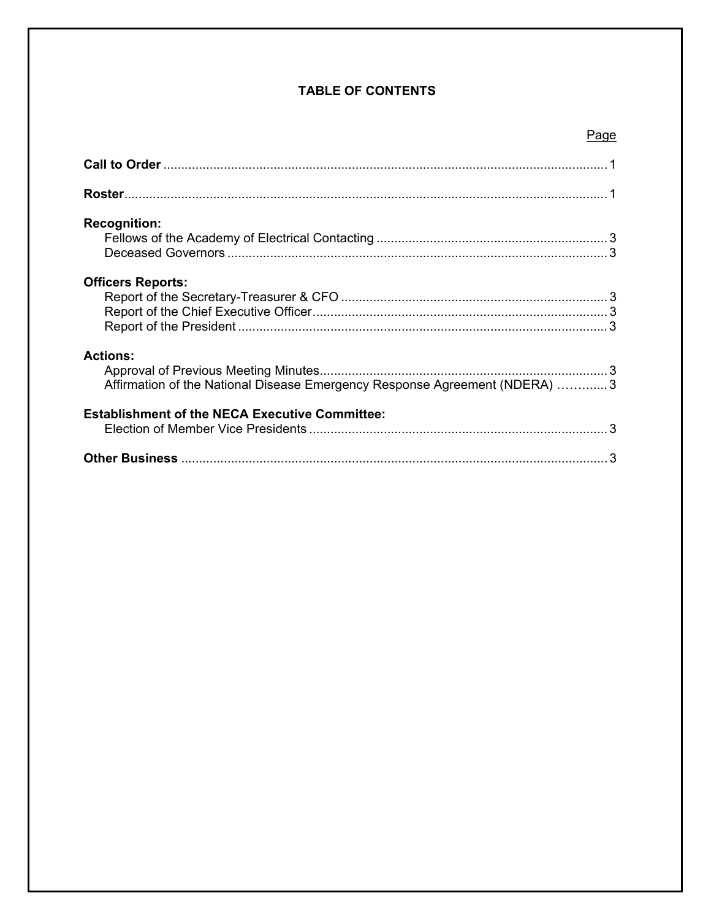# TABLE OF CONTENTS

| | Page |
|---|---|
| **Call to Order** | 1 |
| **Roster** | 1 |
| **Recognition:** | |
| Fellows of the Academy of Electrical Contacting | 3 |
| Deceased Governors | 3 |
| **Officers Reports:** | |
| Report of the Secretary-Treasurer & CFO | 3 |
| Report of the Chief Executive Officer | 3 |
| Report of the President | 3 |
| **Actions:** | |
| Approval of Previous Meeting Minutes | 3 |
| Affirmation of the National Disease Emergency Response Agreement (NDERA) | 3 |
| **Establishment of the NECA Executive Committee:** | |
| Election of Member Vice Presidents | 3 |
| **Other Business** | 3 |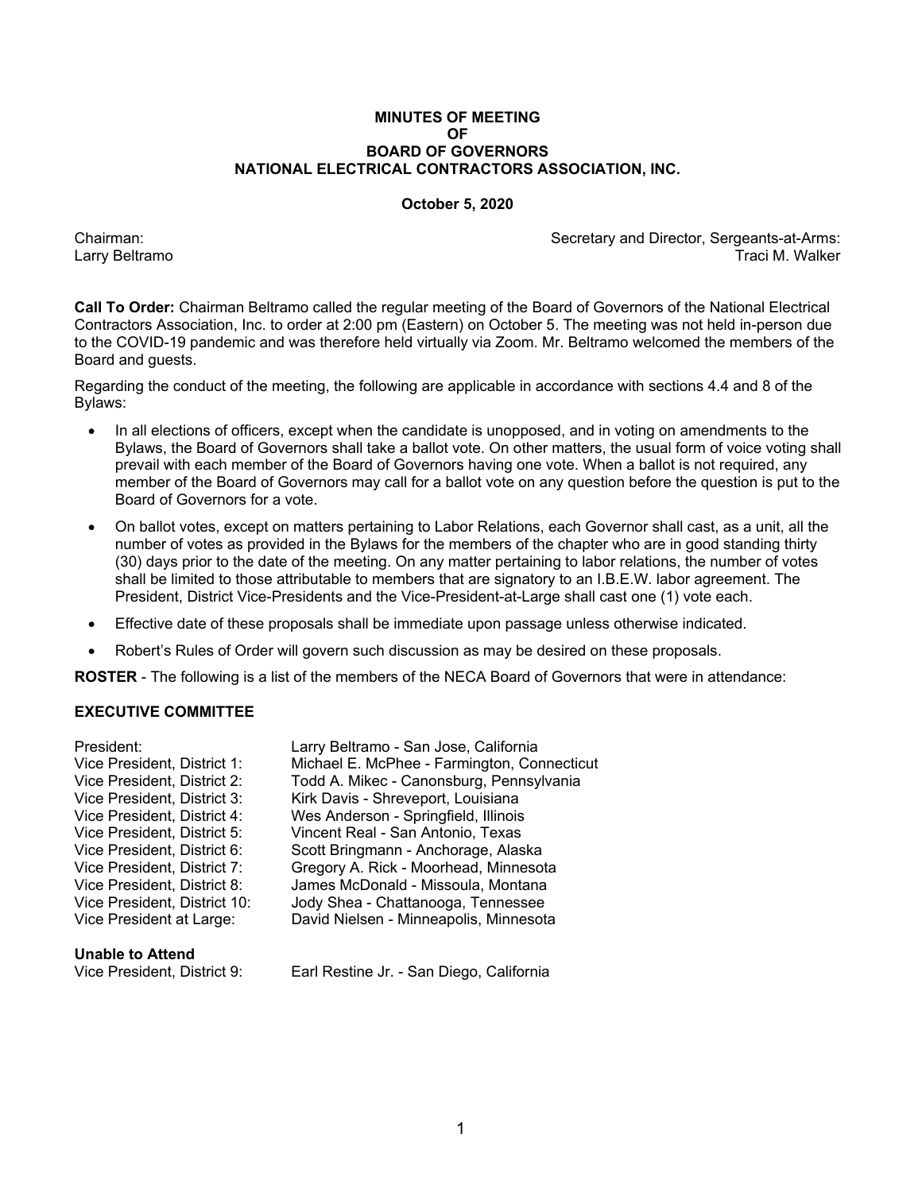**MINUTES OF MEETING**
**OF**
**BOARD OF GOVERNORS**
**NATIONAL ELECTRICAL CONTRACTORS ASSOCIATION, INC.**

**October 5, 2020**

Chairman:
Larry Beltramo

Secretary and Director, Sergeants-at-Arms:
Traci M. Walker

**Call To Order:** Chairman Beltramo called the regular meeting of the Board of Governors of the National Electrical Contractors Association, Inc. to order at 2:00 pm (Eastern) on October 5. The meeting was not held in-person due to the COVID-19 pandemic and was therefore held virtually via Zoom. Mr. Beltramo welcomed the members of the Board and guests.

Regarding the conduct of the meeting, the following are applicable in accordance with sections 4.4 and 8 of the Bylaws:

- In all elections of officers, except when the candidate is unopposed, and in voting on amendments to the Bylaws, the Board of Governors shall take a ballot vote. On other matters, the usual form of voice voting shall prevail with each member of the Board of Governors having one vote. When a ballot is not required, any member of the Board of Governors may call for a ballot vote on any question before the question is put to the Board of Governors for a vote.
- On ballot votes, except on matters pertaining to Labor Relations, each Governor shall cast, as a unit, all the number of votes as provided in the Bylaws for the members of the chapter who are in good standing thirty (30) days prior to the date of the meeting. On any matter pertaining to labor relations, the number of votes shall be limited to those attributable to members that are signatory to an I.B.E.W. labor agreement. The President, District Vice-Presidents and the Vice-President-at-Large shall cast one (1) vote each.
- Effective date of these proposals shall be immediate upon passage unless otherwise indicated.
- Robert's Rules of Order will govern such discussion as may be desired on these proposals.

**ROSTER** - The following is a list of the members of the NECA Board of Governors that were in attendance:

**EXECUTIVE COMMITTEE**

| | |
|---|---|
| President: | Larry Beltramo - San Jose, California |
| Vice President, District 1: | Michael E. McPhee - Farmington, Connecticut |
| Vice President, District 2: | Todd A. Mikec - Canonsburg, Pennsylvania |
| Vice President, District 3: | Kirk Davis - Shreveport, Louisiana |
| Vice President, District 4: | Wes Anderson - Springfield, Illinois |
| Vice President, District 5: | Vincent Real - San Antonio, Texas |
| Vice President, District 6: | Scott Bringmann - Anchorage, Alaska |
| Vice President, District 7: | Gregory A. Rick - Moorhead, Minnesota |
| Vice President, District 8: | James McDonald - Missoula, Montana |
| Vice President, District 10: | Jody Shea - Chattanooga, Tennessee |
| Vice President at Large: | David Nielsen - Minneapolis, Minnesota |

**Unable to Attend**

| | |
|---|---|
| Vice President, District 9: | Earl Restine Jr. - San Diego, California |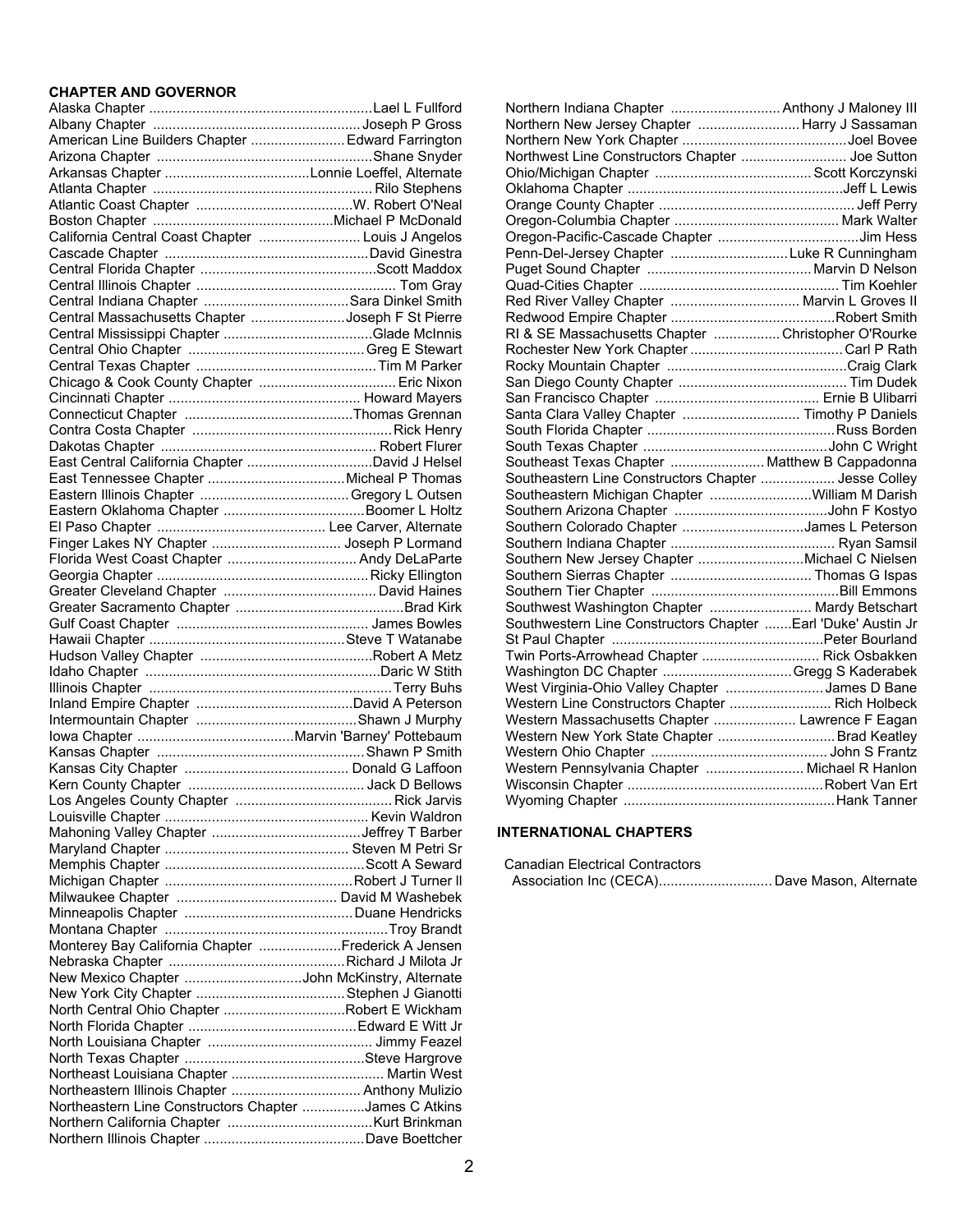**CHAPTER AND GOVERNOR**

| Chapter | Governor |
|---|---|
| Alaska Chapter | Lael L Fullford |
| Albany Chapter | Joseph P Gross |
| American Line Builders Chapter | Edward Farrington |
| Arizona Chapter | Shane Snyder |
| Arkansas Chapter | Lonnie Loeffel, Alternate |
| Atlanta Chapter | Rilo Stephens |
| Atlantic Coast Chapter | W. Robert O'Neal |
| Boston Chapter | Michael P McDonald |
| California Central Coast Chapter | Louis J Angelos |
| Cascade Chapter | David Ginestra |
| Central Florida Chapter | Scott Maddox |
| Central Illinois Chapter | Tom Gray |
| Central Indiana Chapter | Sara Dinkel Smith |
| Central Massachusetts Chapter | Joseph F St Pierre |
| Central Mississippi Chapter | Glade McInnis |
| Central Ohio Chapter | Greg E Stewart |
| Central Texas Chapter | Tim M Parker |
| Chicago & Cook County Chapter | Eric Nixon |
| Cincinnati Chapter | Howard Mayers |
| Connecticut Chapter | Thomas Grennan |
| Contra Costa Chapter | Rick Henry |
| Dakotas Chapter | Robert Flurer |
| East Central California Chapter | David J Helsel |
| East Tennessee Chapter | Micheal P Thomas |
| Eastern Illinois Chapter | Gregory L Outsen |
| Eastern Oklahoma Chapter | Boomer L Holtz |
| El Paso Chapter | Lee Carver, Alternate |
| Finger Lakes NY Chapter | Joseph P Lormand |
| Florida West Coast Chapter | Andy DeLaParte |
| Georgia Chapter | Ricky Ellington |
| Greater Cleveland Chapter | David Haines |
| Greater Sacramento Chapter | Brad Kirk |
| Gulf Coast Chapter | James Bowles |
| Hawaii Chapter | Steve T Watanabe |
| Hudson Valley Chapter | Robert A Metz |
| Idaho Chapter | Daric W Stith |
| Illinois Chapter | Terry Buhs |
| Inland Empire Chapter | David A Peterson |
| Intermountain Chapter | Shawn J Murphy |
| Iowa Chapter | Marvin 'Barney' Pottebaum |
| Kansas Chapter | Shawn P Smith |
| Kansas City Chapter | Donald G Laffoon |
| Kern County Chapter | Jack D Bellows |
| Los Angeles County Chapter | Rick Jarvis |
| Louisville Chapter | Kevin Waldron |
| Mahoning Valley Chapter | Jeffrey T Barber |
| Maryland Chapter | Steven M Petri Sr |
| Memphis Chapter | Scott A Seward |
| Michigan Chapter | Robert J Turner II |
| Milwaukee Chapter | David M Washebek |
| Minneapolis Chapter | Duane Hendricks |
| Montana Chapter | Troy Brandt |
| Monterey Bay California Chapter | Frederick A Jensen |
| Nebraska Chapter | Richard J Milota Jr |
| New Mexico Chapter | John McKinstry, Alternate |
| New York City Chapter | Stephen J Gianotti |
| North Central Ohio Chapter | Robert E Wickham |
| North Florida Chapter | Edward E Witt Jr |
| North Louisiana Chapter | Jimmy Feazel |
| North Texas Chapter | Steve Hargrove |
| Northeast Louisiana Chapter | Martin West |
| Northeastern Illinois Chapter | Anthony Mulizio |
| Northeastern Line Constructors Chapter | James C Atkins |
| Northern California Chapter | Kurt Brinkman |
| Northern Illinois Chapter | Dave Boettcher |
| Northern Indiana Chapter | Anthony J Maloney III |
| Northern New Jersey Chapter | Harry J Sassaman |
| Northern New York Chapter | Joel Bovee |
| Northwest Line Constructors Chapter | Joe Sutton |
| Ohio/Michigan Chapter | Scott Korczynski |
| Oklahoma Chapter | Jeff L Lewis |
| Orange County Chapter | Jeff Perry |
| Oregon-Columbia Chapter | Mark Walter |
| Oregon-Pacific-Cascade Chapter | Jim Hess |
| Penn-Del-Jersey Chapter | Luke R Cunningham |
| Puget Sound Chapter | Marvin D Nelson |
| Quad-Cities Chapter | Tim Koehler |
| Red River Valley Chapter | Marvin L Groves II |
| Redwood Empire Chapter | Robert Smith |
| RI & SE Massachusetts Chapter | Christopher O'Rourke |
| Rochester New York Chapter | Carl P Rath |
| Rocky Mountain Chapter | Craig Clark |
| San Diego County Chapter | Tim Dudek |
| San Francisco Chapter | Ernie B Ulibarri |
| Santa Clara Valley Chapter | Timothy P Daniels |
| South Florida Chapter | Russ Borden |
| South Texas Chapter | John C Wright |
| Southeast Texas Chapter | Matthew B Cappadonna |
| Southeastern Line Constructors Chapter | Jesse Colley |
| Southeastern Michigan Chapter | William M Darish |
| Southern Arizona Chapter | John F Kostyo |
| Southern Colorado Chapter | James L Peterson |
| Southern Indiana Chapter | Ryan Samsil |
| Southern New Jersey Chapter | Michael C Nielsen |
| Southern Sierras Chapter | Thomas G Ispas |
| Southern Tier Chapter | Bill Emmons |
| Southwest Washington Chapter | Mardy Betschart |
| Southwestern Line Constructors Chapter | Earl 'Duke' Austin Jr |
| St Paul Chapter | Peter Bourland |
| Twin Ports-Arrowhead Chapter | Rick Osbakken |
| Washington DC Chapter | Gregg S Kaderabek |
| West Virginia-Ohio Valley Chapter | James D Bane |
| Western Line Constructors Chapter | Rich Holbeck |
| Western Massachusetts Chapter | Lawrence F Eagan |
| Western New York State Chapter | Brad Keatley |
| Western Ohio Chapter | John S Frantz |
| Western Pennsylvania Chapter | Michael R Hanlon |
| Wisconsin Chapter | Robert Van Ert |
| Wyoming Chapter | Hank Tanner |

**INTERNATIONAL CHAPTERS**

| Chapter | Governor |
|---|---|
| Canadian Electrical Contractors Association Inc (CECA) | Dave Mason, Alternate |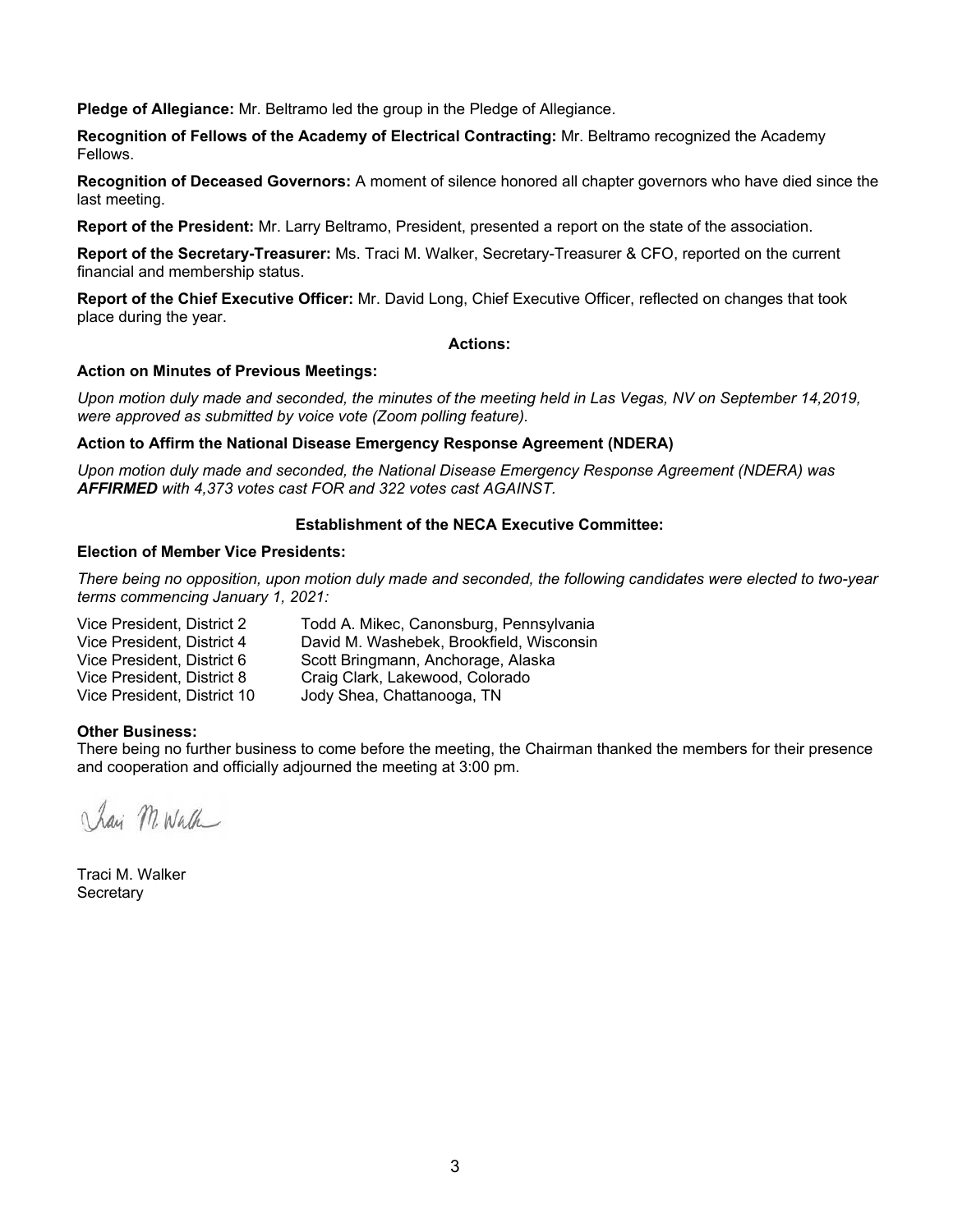**Pledge of Allegiance:** Mr. Beltramo led the group in the Pledge of Allegiance.

**Recognition of Fellows of the Academy of Electrical Contracting:** Mr. Beltramo recognized the Academy Fellows.

**Recognition of Deceased Governors:** A moment of silence honored all chapter governors who have died since the last meeting.

**Report of the President:** Mr. Larry Beltramo, President, presented a report on the state of the association.

**Report of the Secretary-Treasurer:** Ms. Traci M. Walker, Secretary-Treasurer & CFO, reported on the current financial and membership status.

**Report of the Chief Executive Officer:** Mr. David Long, Chief Executive Officer, reflected on changes that took place during the year.

**Actions:**

**Action on Minutes of Previous Meetings:**

*Upon motion duly made and seconded, the minutes of the meeting held in Las Vegas, NV on September 14,2019, were approved as submitted by voice vote (Zoom polling feature).*

**Action to Affirm the National Disease Emergency Response Agreement (NDERA)**

*Upon motion duly made and seconded, the National Disease Emergency Response Agreement (NDERA) was **AFFIRMED** with 4,373 votes cast FOR and 322 votes cast AGAINST.*

**Establishment of the NECA Executive Committee:**

**Election of Member Vice Presidents:**

*There being no opposition, upon motion duly made and seconded, the following candidates were elected to two-year terms commencing January 1, 2021:*

| | |
|---|---|
| Vice President, District 2 | Todd A. Mikec, Canonsburg, Pennsylvania |
| Vice President, District 4 | David M. Washebek, Brookfield, Wisconsin |
| Vice President, District 6 | Scott Bringmann, Anchorage, Alaska |
| Vice President, District 8 | Craig Clark, Lakewood, Colorado |
| Vice President, District 10 | Jody Shea, Chattanooga, TN |

**Other Business:**

There being no further business to come before the meeting, the Chairman thanked the members for their presence and cooperation and officially adjourned the meeting at 3:00 pm.

Traci M. Walker
Secretary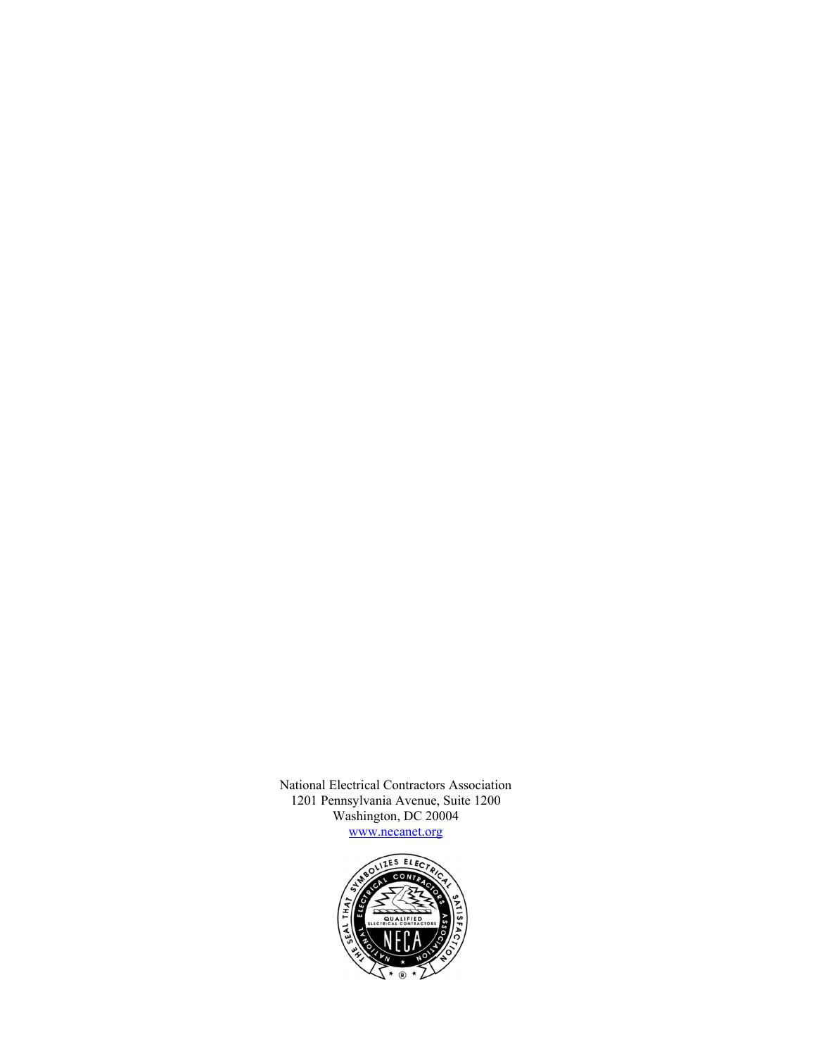National Electrical Contractors Association
1201 Pennsylvania Avenue, Suite 1200
Washington, DC 20004
www.necanet.org